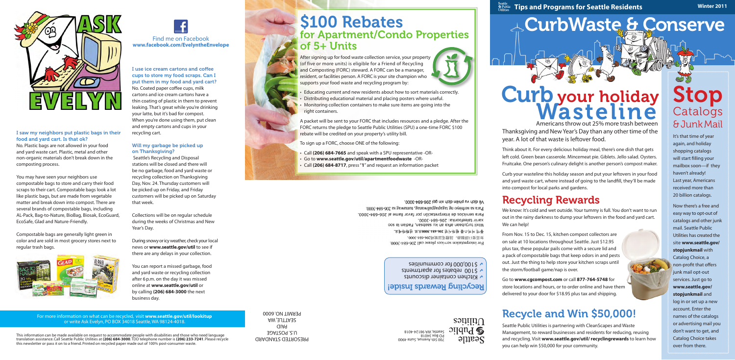# ASK EVELYN

Find me on Facebook
**www.facebook.com/EvelyntheEnvelope**

**I saw my neighbors put plastic bags in their food and yard cart. Is that ok?**

No. Plastic bags are not allowed in your food and yard waste cart. Plastic, metal and other non-organic materials don't break down in the composting process.

You may have seen your neighbors use compostable bags to store and carry their food scraps to their cart. Compostable bags look a lot like plastic bags, but are made from vegetable matter and break down into compost. There are several brands of compostable bags, including AL-Pack, Bag-to-Nature, BioBag, Biosak, EcoGuard, EcoSafe, Glad and Nature-Friendly.

Compostable bags are generally light green in color and are sold in most grocery stores next to regular trash bags.

**I use ice cream cartons and coffee cups to store my food scraps. Can I put them in my food and yard cart?**

No. Coated paper coffee cups, milk cartons and ice cream cartons have a thin coating of plastic in them to prevent leaking. That's great while you're drinking your latte, but it's bad for compost. When you're done using them, put clean and empty cartons and cups in your recycling cart.

**Will my garbage be picked up on Thanksgiving?**

Seattle's Recycling and Disposal stations will be closed and there will be no garbage, food and yard waste or recycling collection on Thanksgiving Day, Nov. 24. Thursday customers will be picked up on Friday, and Friday customers will be picked up on Saturday that week.

Collections will be on regular schedule during the weeks of Christmas and New Year's Day.

During snowy or icy weather, check your local news or **www.seattle.gov/util** to see if there are any delays in your collection.

You can report a missed garbage, food and yard waste or recycling collection after 6 p.m. on the day it was missed online at **www.seattle.gov/util** or by calling **(206) 684-3000** the next business day.

For more information on what can be recycled, visit **www.seattle.gov/util/lookitup** or write Ask Evelyn, PO BOX 34018 Seattle, WA 98124-4018.

This information can be made available on request to accommodate people with disabilities and those who need language translation assistance. Call Seattle Public Utilities at **(206) 684-3000**. TDD telephone number is **(206) 233-7241**. Please recycle this newsletter or pass it on to a friend. Printed on recycled paper made out of 100% post-consumer waste.

# $100 Rebates for Apartment/Condo Properties of 5+ Units

After signing up for food waste collection service, your property (of five or more units) is eligible for a Friend of Recycling and Composting (FORC) steward. A FORC can be a manager, resident, or facilities person. A FORC is your site champion who supports your food waste and recycling program by:

- Educating current and new residents about how to sort materials correctly.
- Distributing educational material and placing posters where useful.
- Monitoring collection containers to make sure items are going into the right containers.

A packet will be sent to your FORC that includes resources and a pledge. After the FORC returns the pledge to Seattle Public Utilities (SPU) a one-time FORC $100 rebate will be credited on your property's utility bill.

To sign up a FORC, choose ONE of the following:

- Call **(206) 684-7665** and speak with a SPU representative -OR-
- Go to **www.seattle.gov/util/apartmentfoodwaste** -OR-
- Call **(206) 684-8717**, press "**1**" and request an information packet

**Recycling Rewards Inside!**

- Kitchen container discounts
- $100 rebates for apartments
- $100,000 for communities

For interpretation services please call 206-684-3000.
如需翻譯服務，請撥電話號碼206-684-3000。
통역 서비스를 원하시면 206-684-3000으로 전화하세요.
Wixii turjubaan afka ah ku saabsan, Fadlan la soo xariir telefoonka: 206-684-3000.
Para servicios de interpretación por favor llame al 206-684-3000.
Para sa serbisyo ng tagapagpaliwanag, tumawag sa 206-684-3000.
Về dịch vụ phiên dịch xin gọi 206-684-3000.

Seattle Public Utilities
700 5th Avenue, Suite 4900
PO Box 34018
Seattle, WA 98124-4018

PRESORTED STANDARD
U.S. POSTAGE
PAID
SEATTLE, WA
PERMIT NO. 6000

Seattle Public Utilities **Tips and Programs for Seattle Residents** **Winter 2011**

# CurbWaste & Conserve

## Curb your holiday Wasteline

Americans throw out 25% more trash between Thanksgiving and New Year's Day than any other time of the year. A lot of that waste is leftover food.

Think about it. For every delicious holiday meal, there's one dish that gets left cold. Green bean casserole. Mincemeat pie. Giblets. Jello salad. Oysters. Fruitcake. One person's culinary delight is another person's compost maker.

Curb your wasteline this holiday season and put your leftovers in your food and yard waste cart, where instead of going to the landfill, they'll be made into compost for local parks and gardens.

## Recycling Rewards

We know: It's cold and wet outside. Your tummy is full. You don't want to run out in the rainy darkness to dump your leftovers in the food and yard cart. We can help!

From Nov. 15 to Dec. 15, kitchen compost collectors are on sale at 10 locations throughout Seattle. Just $12.95 plus tax, these popular pails come with a secure lid and a pack of compostable bags that keep odors in and pests out. Just the thing to help store your kitchen scraps until the storm/football game/nap is over.

Go to **www.cgcompost.com** or call **877-764-5748** for store locations and hours, or to order online and have them delivered to your door for $18.95 plus tax and shipping.

## Recycle and Win $50,000!

Seattle Public Utilities is partnering with CleanScapes and Waste Management, to reward businesses and residents for reducing, reusing and recycling. Visit **www.seattle.gov/util/ recyclingrewards** to learn how you can help win $50,000 for your community.

## Stop Catalogs & Junk Mail

It's that time of year again, and holiday shopping catalogs will start filling your mailbox soon—if they haven't already! Last year, Americans received more than 20 billion catalogs.

Now there's a free and easy way to opt-out of catalogs and other junk mail. Seattle Public Utilities has created the site **www.seattle.gov/stopjunkmail** with Catalog Choice, a non-profit that offers junk mail opt-out services. Just go to **www.seattle.gov/stopjunkmail** and log in or set up a new account. Enter the names of the catalogs or advertising mail you don't want to get, and Catalog Choice takes over from there.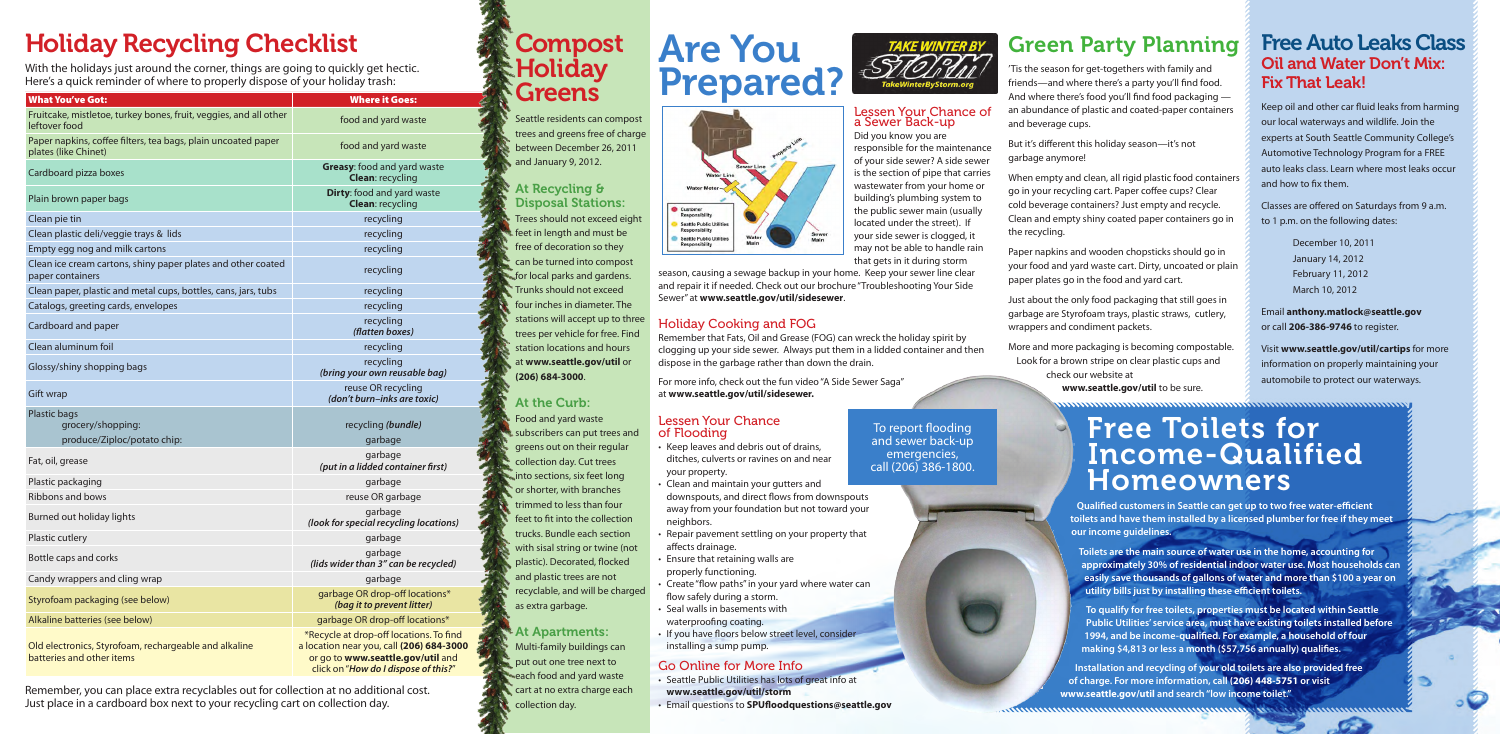# Holiday Recycling Checklist

With the holidays just around the corner, things are going to quickly get hectic. Here's a quick reminder of where to properly dispose of your holiday trash:

| What You've Got: | Where it Goes: |
| --- | --- |
| Fruitcake, mistletoe, turkey bones, fruit, veggies, and all other leftover food | food and yard waste |
| Paper napkins, coffee filters, tea bags, plain uncoated paper plates (like Chinet) | food and yard waste |
| Cardboard pizza boxes | **Greasy**: food and yard waste<br>**Clean**: recycling |
| Plain brown paper bags | **Dirty**: food and yard waste<br>**Clean**: recycling |
| Clean pie tin | recycling |
| Clean plastic deli/veggie trays & lids | recycling |
| Empty egg nog and milk cartons | recycling |
| Clean ice cream cartons, shiny paper plates and other coated paper containers | recycling |
| Clean paper, plastic and metal cups, bottles, cans, jars, tubs | recycling |
| Catalogs, greeting cards, envelopes | recycling |
| Cardboard and paper | recycling<br>*(flatten boxes)* |
| Clean aluminum foil | recycling |
| Glossy/shiny shopping bags | recycling<br>*(bring your own reusable bag)* |
| Gift wrap | reuse OR recycling<br>*(don't burn–inks are toxic)* |
| Plastic bags<br>grocery/shopping:<br>produce/Ziploc/potato chip: | <br>recycling *(bundle)*<br>garbage |
| Fat, oil, grease | garbage<br>*(put in a lidded container first)* |
| Plastic packaging | garbage |
| Ribbons and bows | reuse OR garbage |
| Burned out holiday lights | garbage<br>*(look for special recycling locations)* |
| Plastic cutlery | garbage |
| Bottle caps and corks | garbage<br>*(lids wider than 3" can be recycled)* |
| Candy wrappers and cling wrap | garbage |
| Styrofoam packaging (see below) | garbage OR drop-off locations*<br>*(bag it to prevent litter)* |
| Alkaline batteries (see below) | garbage OR drop-off locations* |
| Old electronics, Styrofoam, rechargeable and alkaline batteries and other items | *Recycle at drop-off locations. To find a location near you, call **(206) 684-3000** or go to **www.seattle.gov/util** and click on "*How do I dispose of this?*" |

Remember, you can place extra recyclables out for collection at no additional cost. Just place in a cardboard box next to your recycling cart on collection day.

# Compost Holiday Greens

Seattle residents can compost trees and greens free of charge between December 26, 2011 and January 9, 2012.

### At Recycling & Disposal Stations:

Trees should not exceed eight feet in length and must be free of decoration so they can be turned into compost for local parks and gardens. Trunks should not exceed four inches in diameter. The stations will accept up to three trees per vehicle for free. Find station locations and hours at **www.seattle.gov/util** or **(206) 684-3000**.

### At the Curb:

Food and yard waste subscribers can put trees and greens out on their regular collection day. Cut trees into sections, six feet long or shorter, with branches trimmed to less than four feet to fit into the collection trucks. Bundle each section with sisal string or twine (not plastic). Decorated, flocked and plastic trees are not recyclable, and will be charged as extra garbage.

### At Apartments:

Multi-family buildings can put out one tree next to each food and yard waste cart at no extra charge each collection day.

# Are You Prepared?

TAKE WINTER BY STORM
TakeWinterByStorm.org

Property Line
Sewer Line
Water Line
Water Meter
Customer Responsibility
Seattle Public Utilities Responsibility
Seattle Public Utilities Responsibility
Water Main
Sewer Main

### Lessen Your Chance of a Sewer Back-up

Did you know you are responsible for the maintenance of your side sewer? A side sewer is the section of pipe that carries wastewater from your home or building's plumbing system to the public sewer main (usually located under the street). If your side sewer is clogged, it may not be able to handle rain that gets in it during storm season, causing a sewage backup in your home. Keep your sewer line clear and repair it if needed. Check out our brochure "Troubleshooting Your Side Sewer" at **www.seattle.gov/util/sidesewer**.

### Holiday Cooking and FOG

Remember that Fats, Oil and Grease (FOG) can wreck the holiday spirit by clogging up your side sewer. Always put them in a lidded container and then dispose in the garbage rather than down the drain.

For more info, check out the fun video "A Side Sewer Saga" at **www.seattle.gov/util/sidesewer.**

### Lessen Your Chance of Flooding

- Keep leaves and debris out of drains, ditches, culverts or ravines on and near your property.
- Clean and maintain your gutters and downspouts, and direct flows from downspouts away from your foundation but not toward your neighbors.
- Repair pavement settling on your property that affects drainage.
- Ensure that retaining walls are properly functioning.
- Create "flow paths" in your yard where water can flow safely during a storm.
- Seal walls in basements with waterproofing coating.
- If you have floors below street level, consider installing a sump pump.

To report flooding and sewer back-up emergencies, call (206) 386-1800.

### Go Online for More Info

- Seattle Public Utilities has lots of great info at **www.seattle.gov/util/storm**
- Email questions to **SPUfloodquestions@seattle.gov**

# Green Party Planning

'Tis the season for get-togethers with family and friends—and where there's a party you'll find food. And where there's food you'll find food packaging — an abundance of plastic and coated-paper containers and beverage cups.

But it's different this holiday season—it's not garbage anymore!

When empty and clean, all rigid plastic food containers go in your recycling cart. Paper coffee cups? Clear cold beverage containers? Just empty and recycle. Clean and empty shiny coated paper containers go in the recycling.

Paper napkins and wooden chopsticks should go in your food and yard waste cart. Dirty, uncoated or plain paper plates go in the food and yard cart.

Just about the only food packaging that still goes in garbage are Styrofoam trays, plastic straws, cutlery, wrappers and condiment packets.

More and more packaging is becoming compostable. Look for a brown stripe on clear plastic cups and check our website at **www.seattle.gov/util** to be sure.

# Free Auto Leaks Class

## Oil and Water Don't Mix: Fix That Leak!

Keep oil and other car fluid leaks from harming our local waterways and wildlife. Join the experts at South Seattle Community College's Automotive Technology Program for a FREE auto leaks class. Learn where most leaks occur and how to fix them.

Classes are offered on Saturdays from 9 a.m. to 1 p.m. on the following dates:

December 10, 2011
January 14, 2012
February 11, 2012
March 10, 2012

Email **anthony.matlock@seattle.gov** or call **206-386-9746** to register.

Visit **www.seattle.gov/util/cartips** for more information on properly maintaining your automobile to protect our waterways.

# Free Toilets for Income-Qualified Homeowners

**Qualified customers in Seattle can get up to two free water-efficient toilets and have them installed by a licensed plumber for free if they meet our income guidelines.**

**Toilets are the main source of water use in the home, accounting for approximately 30% of residential indoor water use. Most households can easily save thousands of gallons of water and more than $100 a year on utility bills just by installing these efficient toilets.**

**To qualify for free toilets, properties must be located within Seattle Public Utilities' service area, must have existing toilets installed before 1994, and be income-qualified. For example, a household of four making $4,813 or less a month ($57,756 annually) qualifies.**

**Installation and recycling of your old toilets are also provided free of charge. For more information, call (206) 448-5751 or visit www.seattle.gov/util and search "low income toilet."**